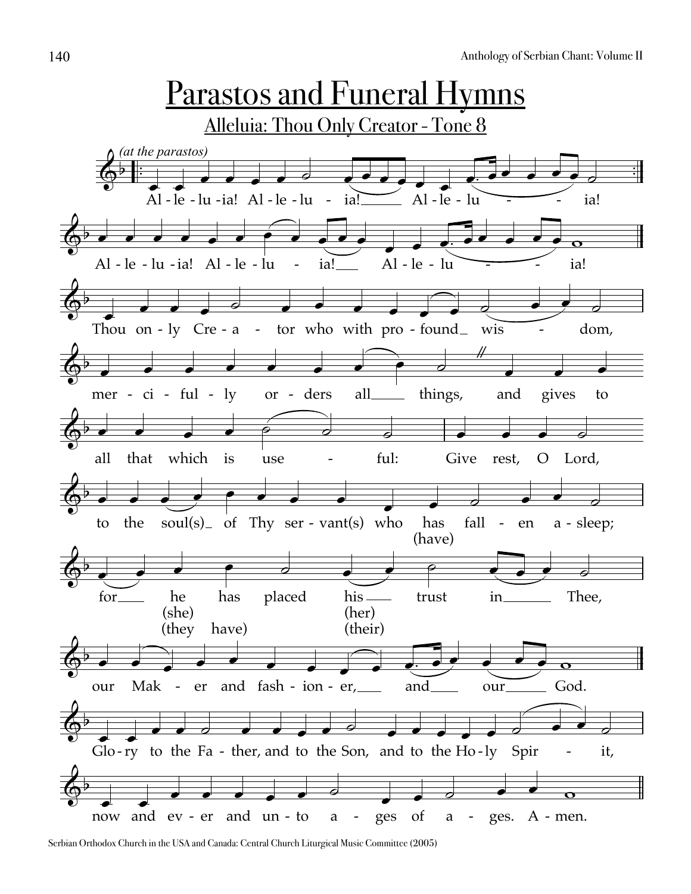# Parastos and Funeral Hymns

## Alleluia: Thou Only Creator - Tone 8

*(at the parastos)*

Al - le - lu -ia! Al - le - lu - ia! Al - le - lu - - ia!

Al - le - lu -ia! Al - le - lu - ia! Al - le - lu - - ia!

Thou on - ly Cre - a - tor who with pro - found wis - dom,

mer - ci - ful - ly or - ders all things, and gives to

all that which is use - ful: Give rest, O Lord,

to the soul(s) of Thy ser - vant(s) who has (have) fall - en a - sleep;

for he (she) (they have) has placed his (her) (their) trust in Thee,

our Mak - er and fash - ion - er, and our God.

Glo - ry to the Fa - ther, and to the Son, and to the Ho - ly Spir - it,

now and ev - er and un - to a - ges of a - ges. A - men.

Serbian Orthodox Church in the USA and Canada: Central Church Liturgical Music Committee (2005)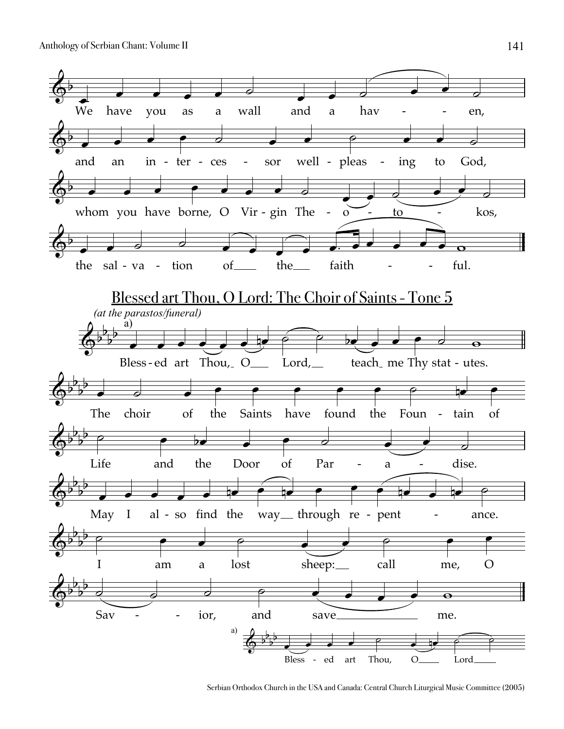We have you as a wall and a haven,

and an intercessor well-pleasing to God,

whom you have borne, O Virgin Theotokos,

the salvation of the faithful.

## Blessed art Thou, O Lord: The Choir of Saints - Tone 5

*(at the parastos/funeral)*

a) Blessed art Thou, O Lord, teach me Thy statutes.

The choir of the Saints have found the Fountain of

Life and the Door of Paradise.

May I also find the way through repentance.

I am a lost sheep: call me, O

Savior, and save me.

a) Blessed art Thou, O Lord

Serbian Orthodox Church in the USA and Canada: Central Church Liturgical Music Committee (2005)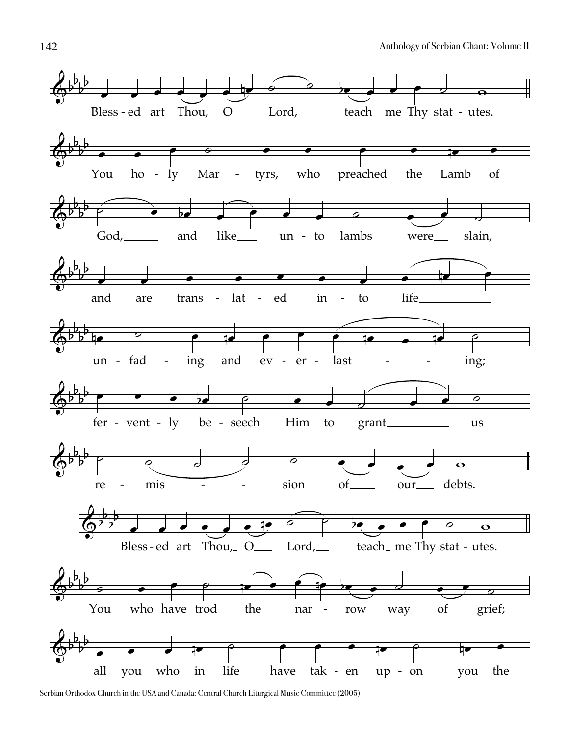Bless - ed art Thou, O Lord, teach me Thy stat - utes.

You ho - ly Mar - tyrs, who preached the Lamb of God, and like un - to lambs were slain, and are trans - lat - ed in - to life un - fad - ing and ev - er - last - - ing; fer - vent - ly be - seech Him to grant us re - mis - - sion of our debts.

Bless - ed art Thou, O Lord, teach me Thy stat - utes.

You who have trod the nar - row way of grief; all you who in life have tak - en up - on you the

Serbian Orthodox Church in the USA and Canada: Central Church Liturgical Music Committee (2005)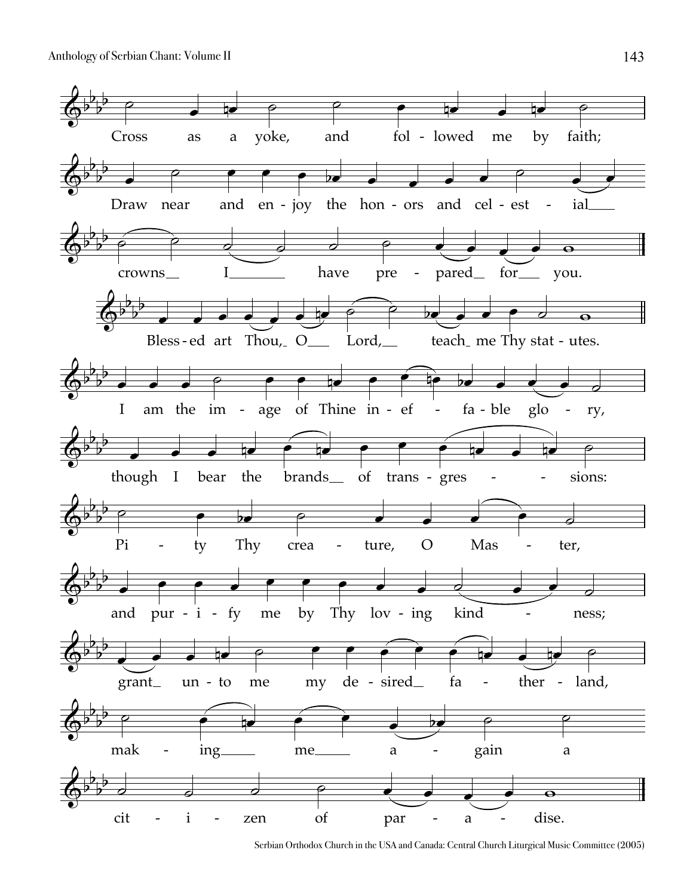Cross as a yoke, and followed me by faith;

Draw near and enjoy the honors and celestial crowns I have prepared for you.

Blessed art Thou, O Lord, teach me Thy statutes.

I am the image of Thine ineffable glory,

though I bear the brands of transgressions:

Pity Thy creature, O Master,

and purify me by Thy loving kindness;

grant unto me my desired fatherland,

making me again a citizen of paradise.

Serbian Orthodox Church in the USA and Canada: Central Church Liturgical Music Committee (2005)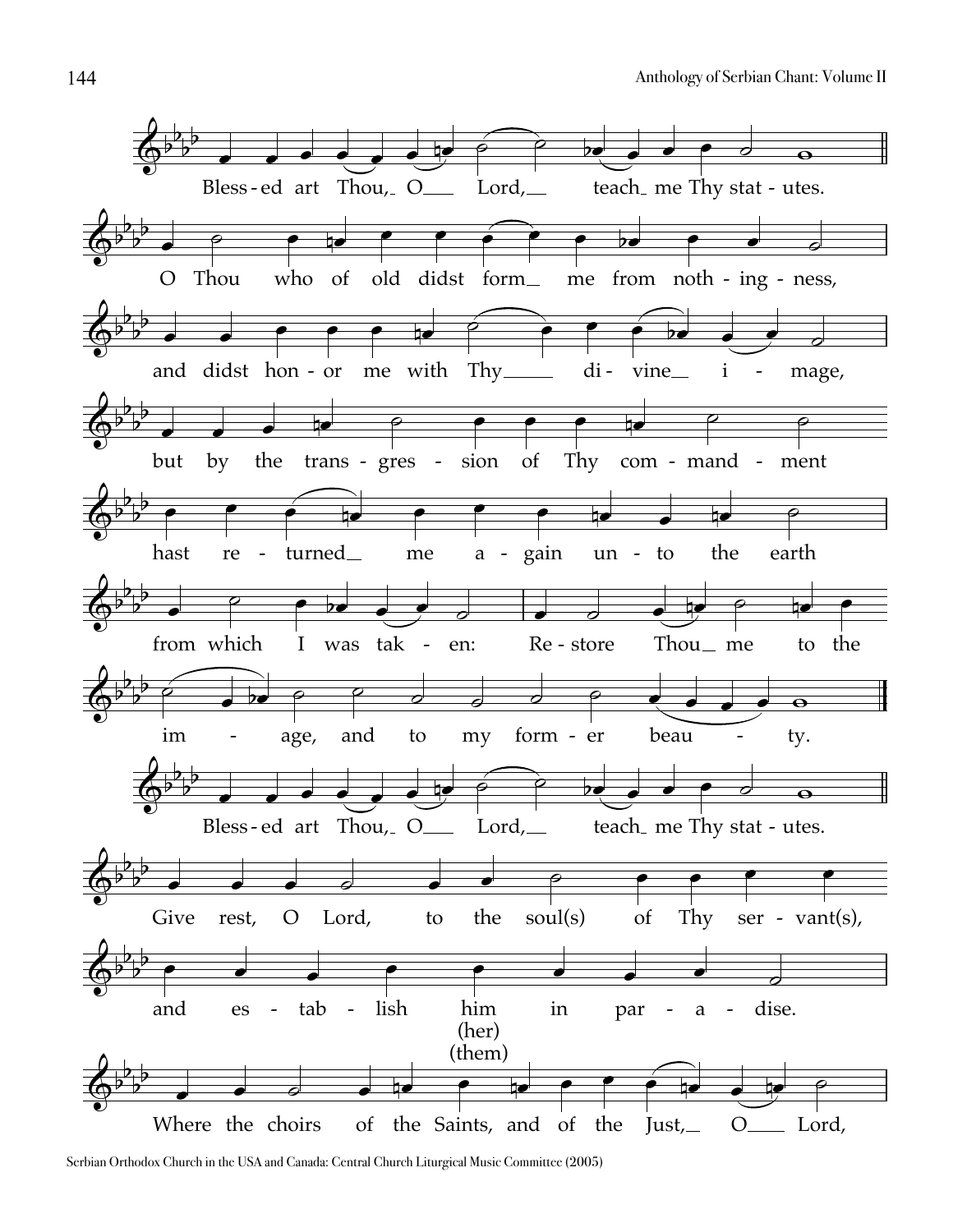Bless-ed art Thou, O Lord, teach me Thy stat-utes.

O Thou who of old didst form me from noth-ing-ness,

and didst hon-or me with Thy di-vine i-mage,

but by the trans-gres-sion of Thy com-mand-ment

hast re-turned me a-gain un-to the earth

from which I was tak-en: Re-store Thou me to the

im-age, and to my form-er beau-ty.

Bless-ed art Thou, O Lord, teach me Thy stat-utes.

Give rest, O Lord, to the soul(s) of Thy ser-vant(s),

and es-tab-lish him (her) (them) in par-a-dise.

Where the choirs of the Saints, and of the Just, O Lord,

Serbian Orthodox Church in the USA and Canada: Central Church Liturgical Music Committee (2005)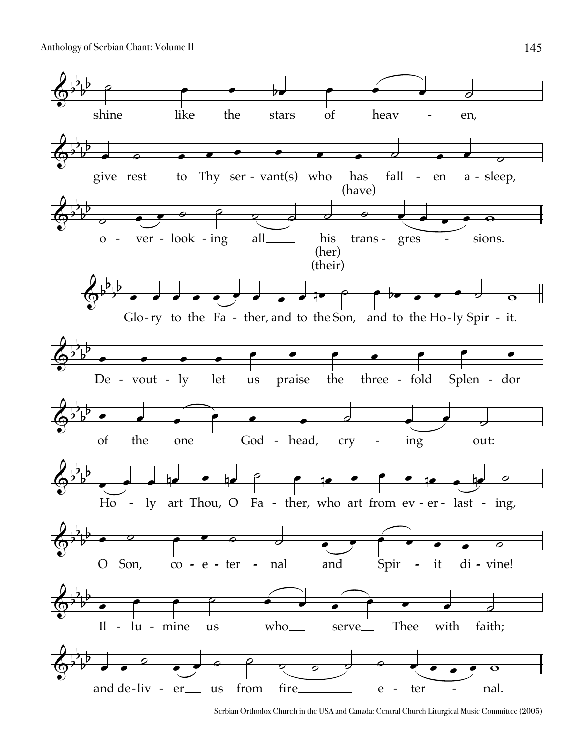shine like the stars of heav - en,

give rest to Thy ser - vant(s) who has (have) fall - en a - sleep,

o - ver - look - ing all his (her) (their) trans - gres - sions.

Glo - ry to the Fa - ther, and to the Son, and to the Ho - ly Spir - it.

De - vout - ly let us praise the three - fold Splen - dor

of the one God - head, cry - ing out:

Ho - ly art Thou, O Fa - ther, who art from ev - er - last - ing,

O Son, co - e - ter - nal and Spir - it di - vine!

Il - lu - mine us who serve Thee with faith;

and de - liv - er us from fire e - ter - nal.

Serbian Orthodox Church in the USA and Canada: Central Church Liturgical Music Committee (2005)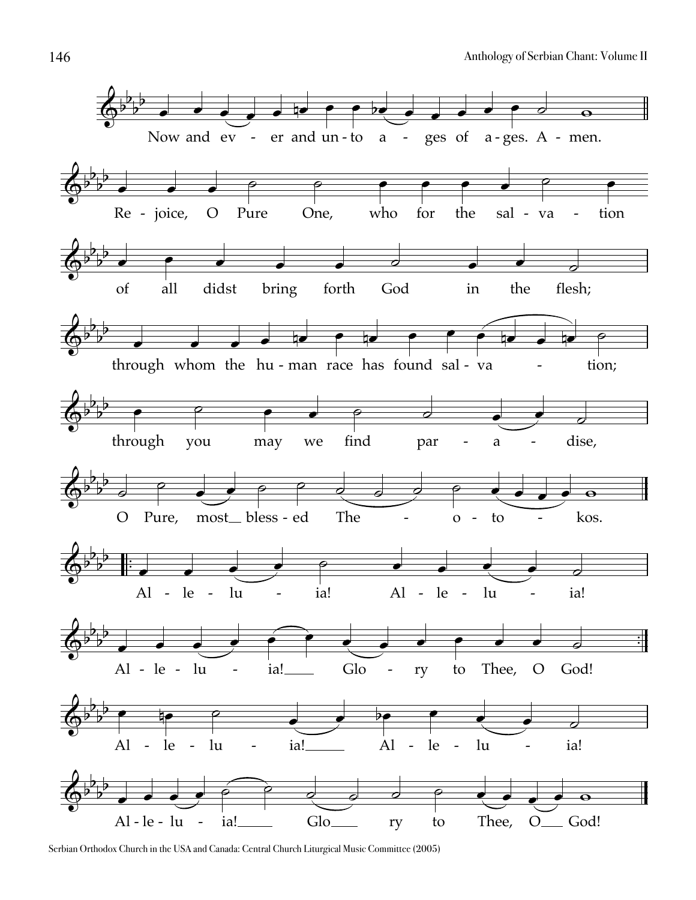Now and ev - er and un - to a - ges of a - ges. A - men.

Re - joice, O Pure One, who for the sal - va - tion

of all didst bring forth God in the flesh;

through whom the hu - man race has found sal - va - tion;

through you may we find par - a - dise,

O Pure, most_ bless - ed The - o - to - kos.

Al - le - lu - ia! Al - le - lu - ia!

Al - le - lu - ia!___ Glo - ry to Thee, O God!

Al - le - lu - ia!___ Al - le - lu - ia!

Al - le - lu - ia!___ Glo___ ry to Thee, O___ God!

Serbian Orthodox Church in the USA and Canada: Central Church Liturgical Music Committee (2005)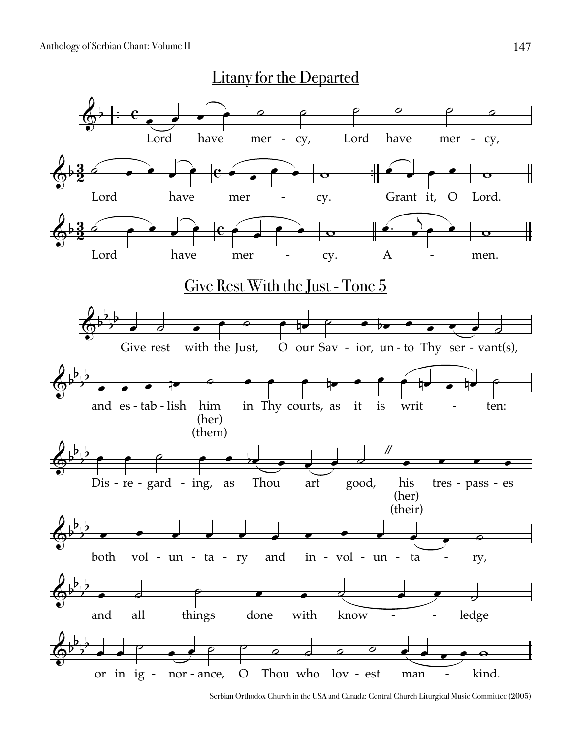## Litany for the Departed

Lord_ have_ mer - cy, Lord have mer - cy,

Lord____ have_ mer - cy. Grant_ it, O Lord.

Lord____ have mer - cy. A - men.

## Give Rest With the Just - Tone 5

Give rest with the Just, O our Sav - ior, un - to Thy ser - vant(s),

and es - tab - lish him (her) (them) in Thy courts, as it is writ - ten:

Dis - re - gard - ing, as Thou_ art__ good, his (her) (their) tres - pass - es

both vol - un - ta - ry and in - vol - un - ta - ry,

and all things done with know - - ledge

or in ig - nor - ance, O Thou who lov - est man - kind.

Serbian Orthodox Church in the USA and Canada: Central Church Liturgical Music Committee (2005)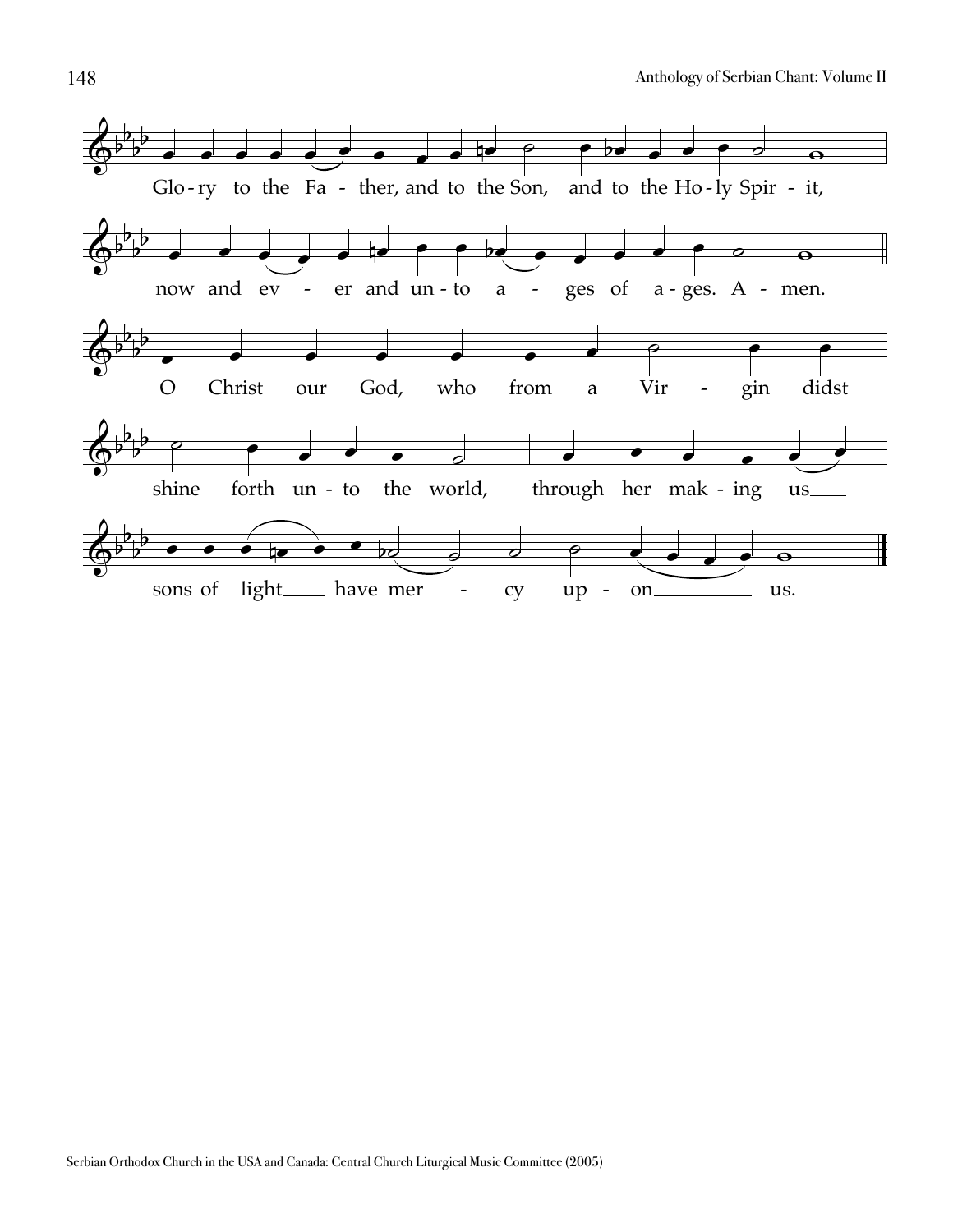Glo - ry to the Fa - ther, and to the Son, and to the Ho - ly Spir - it,

now and ev - er and un - to a - ges of a - ges. A - men.

O Christ our God, who from a Vir - gin didst

shine forth un - to the world, through her mak - ing us

sons of light have mer - cy up - on us.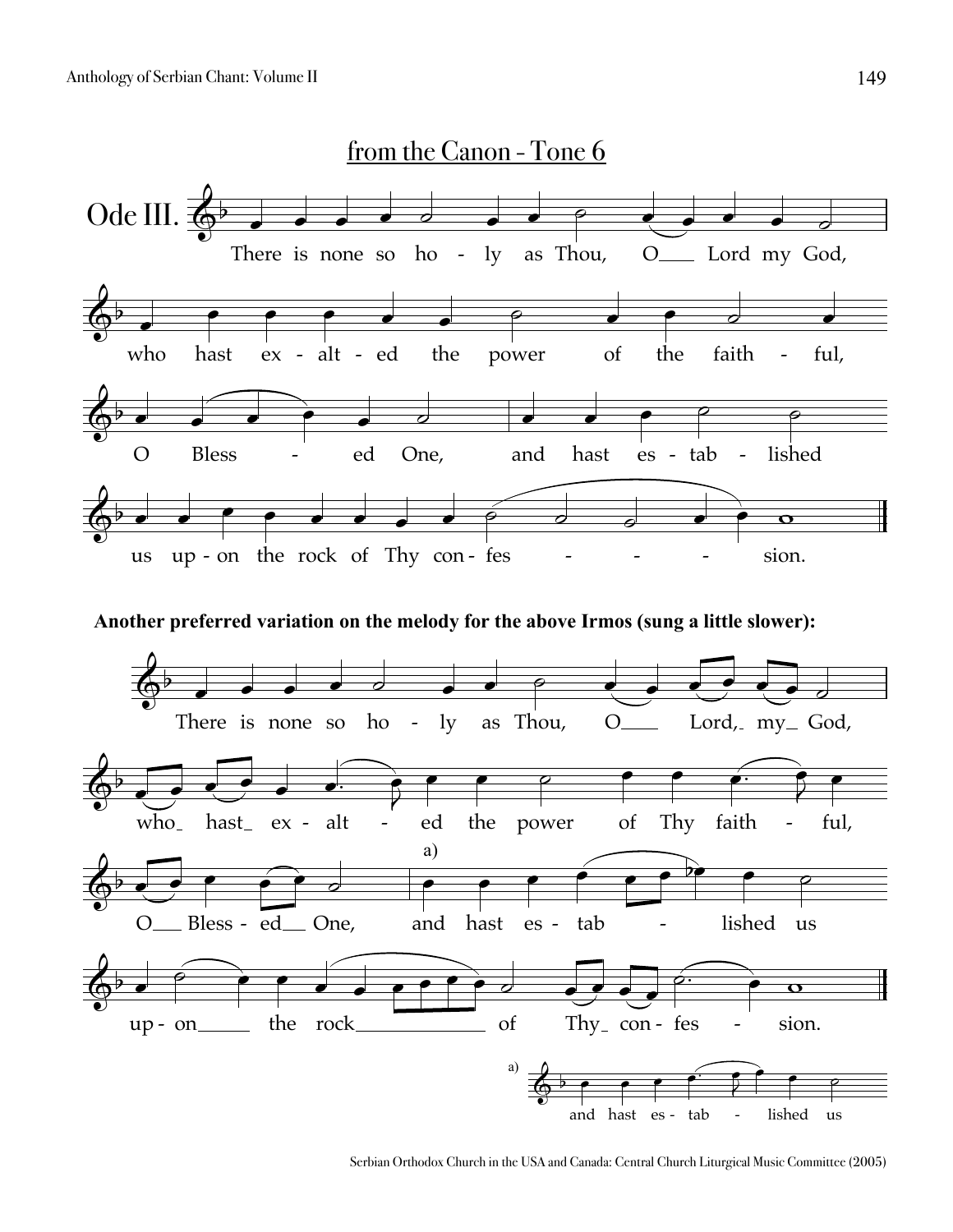## from the Canon - Tone 6

**Ode III.**

There is none so ho - ly as Thou, O Lord my God, who hast ex - alt - ed the power of the faith - ful, O Bless - ed One, and hast es - tab - lished us up - on the rock of Thy con - fes - - - - sion.

**Another preferred variation on the melody for the above Irmos (sung a little slower):**

There is none so ho - ly as Thou, O Lord, my God, who hast ex - alt - ed the power of Thy faith - ful, O Bless - ed One, and hast es - tab - lished us up - on the rock of Thy con - fes - sion.

a) and hast es - tab - lished us

Serbian Orthodox Church in the USA and Canada: Central Church Liturgical Music Committee (2005)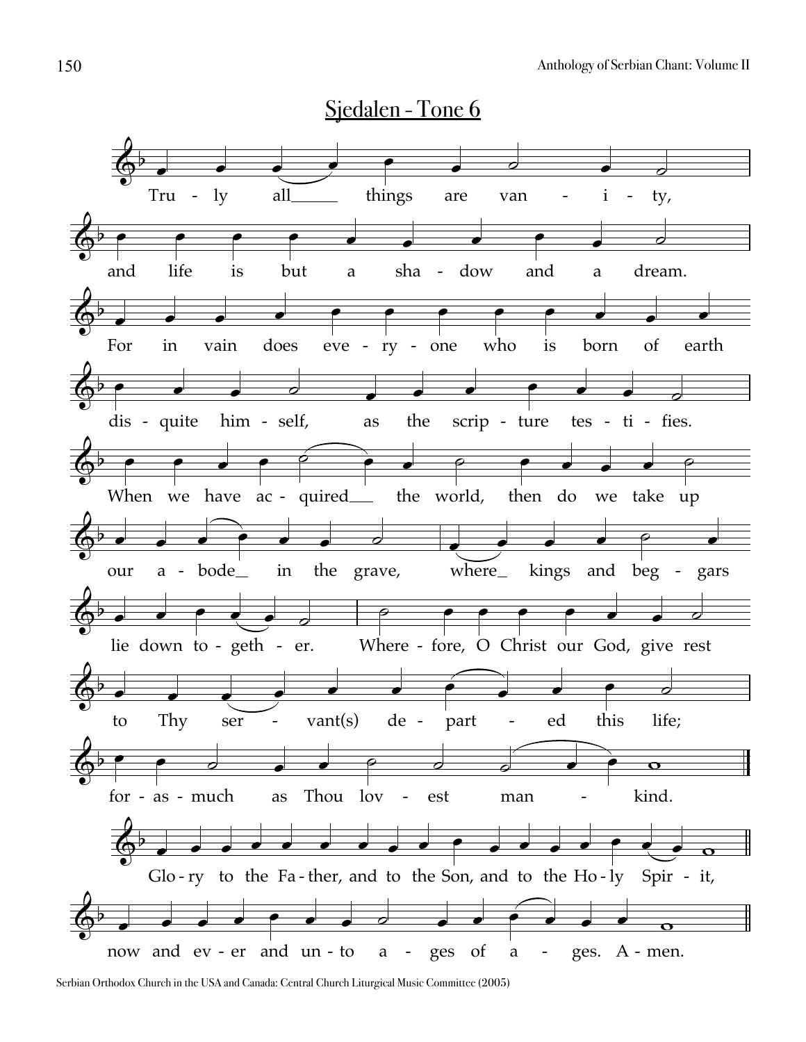## Sjedalen - Tone 6

Truly all things are vanity,

and life is but a shadow and a dream.

For in vain does everyone who is born of earth

disquite himself, as the scripture testifies.

When we have acquired the world, then do we take up

our abode in the grave, where kings and beggars

lie down together. Wherefore, O Christ our God, give rest

to Thy servant(s) departed this life;

forasmuch as Thou lovest mankind.

Glory to the Father, and to the Son, and to the Holy Spirit,

now and ever and unto ages of ages. Amen.

Serbian Orthodox Church in the USA and Canada: Central Church Liturgical Music Committee (2005)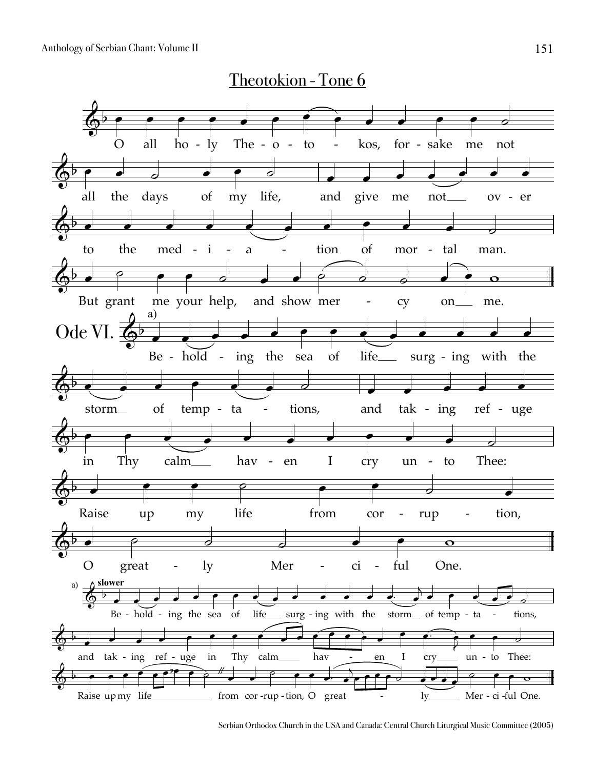## Theotokion - Tone 6

O all holy Theotokos, forsake me not all the days of my life, and give me not over to the mediation of mortal man. But grant me your help, and show mercy on me.

## Ode VI.

a) Beholding the sea of life surging with the storm of temptations, and taking refuge in Thy calm haven I cry unto Thee: Raise up my life from corruption, O greatly Merciful One.

a) **slower**

Beholding the sea of life surging with the storm of temptations, and taking refuge in Thy calm haven I cry unto Thee: Raise up my life from corruption, O greatly Merciful One.

Serbian Orthodox Church in the USA and Canada: Central Church Liturgical Music Committee (2005)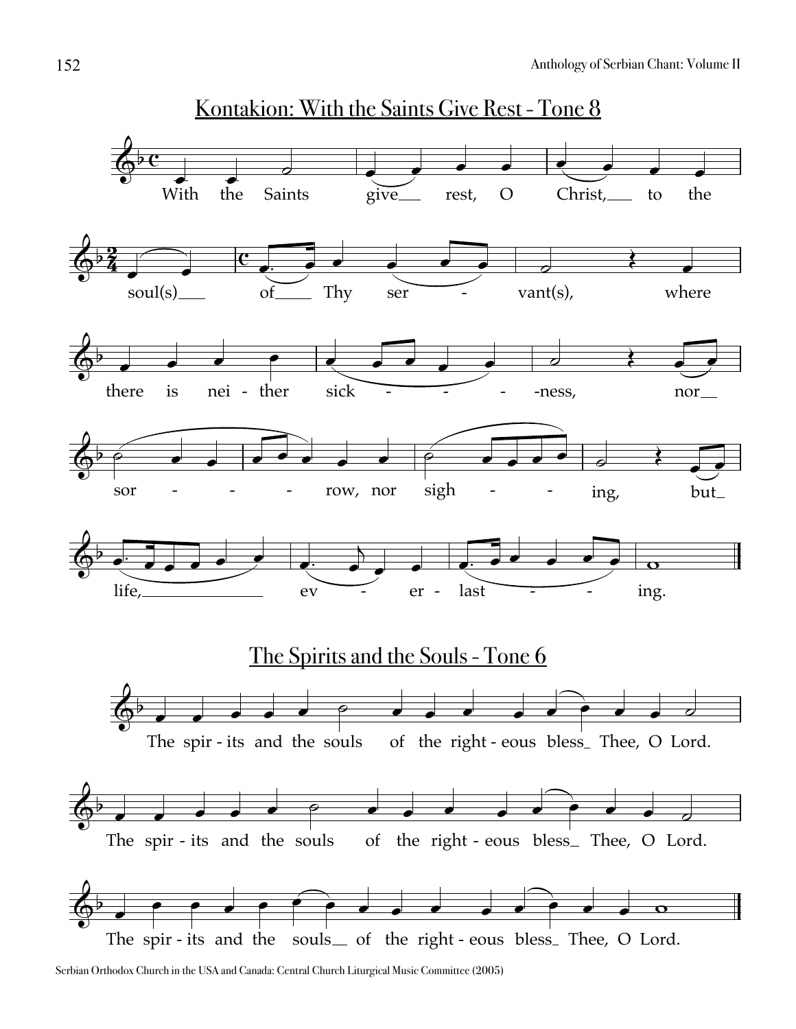## Kontakion: With the Saints Give Rest - Tone 8

With the Saints give rest, O Christ, to the soul(s) of Thy ser - vant(s), where there is nei - ther sick - - - - -ness, nor sor - - - row, nor sigh - - ing, but life, ev - er - last - - ing.

## The Spirits and the Souls - Tone 6

The spir - its and the souls of the right - eous bless Thee, O Lord.

The spir - its and the souls of the right - eous bless Thee, O Lord.

The spir - its and the souls of the right - eous bless Thee, O Lord.

Serbian Orthodox Church in the USA and Canada: Central Church Liturgical Music Committee (2005)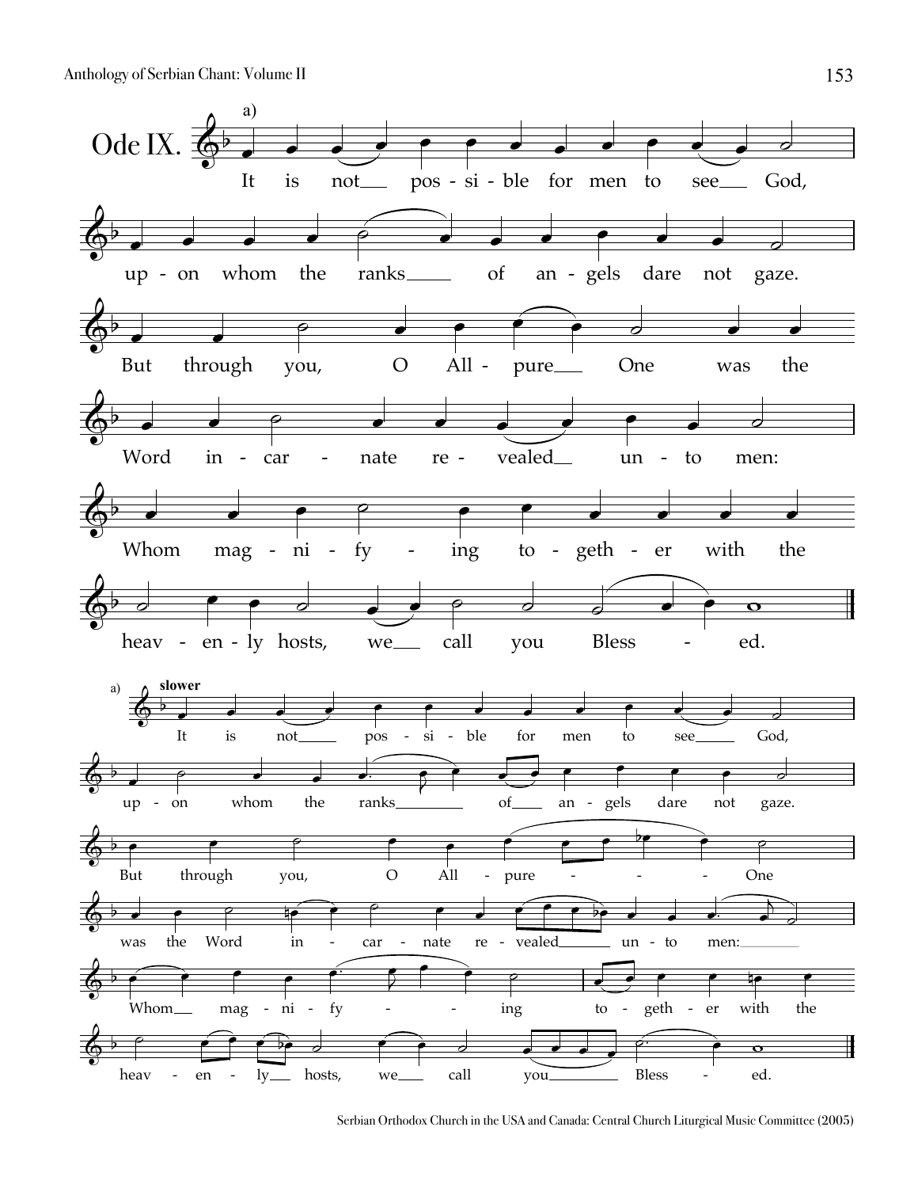Ode IX.

a)

It is not pos-si-ble for men to see God,
up-on whom the ranks of an-gels dare not gaze.
But through you, O All-pure One was the
Word in-car-nate re-vealed un-to men:
Whom mag-ni-fy-ing to-geth-er with the
heav-en-ly hosts, we call you Bless-ed.

a) **slower**

It is not pos-si-ble for men to see God,
up-on whom the ranks of an-gels dare not gaze.
But through you, O All-pure One
was the Word in-car-nate re-vealed un-to men:
Whom mag-ni-fy-ing to-geth-er with the
heav-en-ly hosts, we call you Bless-ed.

Serbian Orthodox Church in the USA and Canada: Central Church Liturgical Music Committee (2005)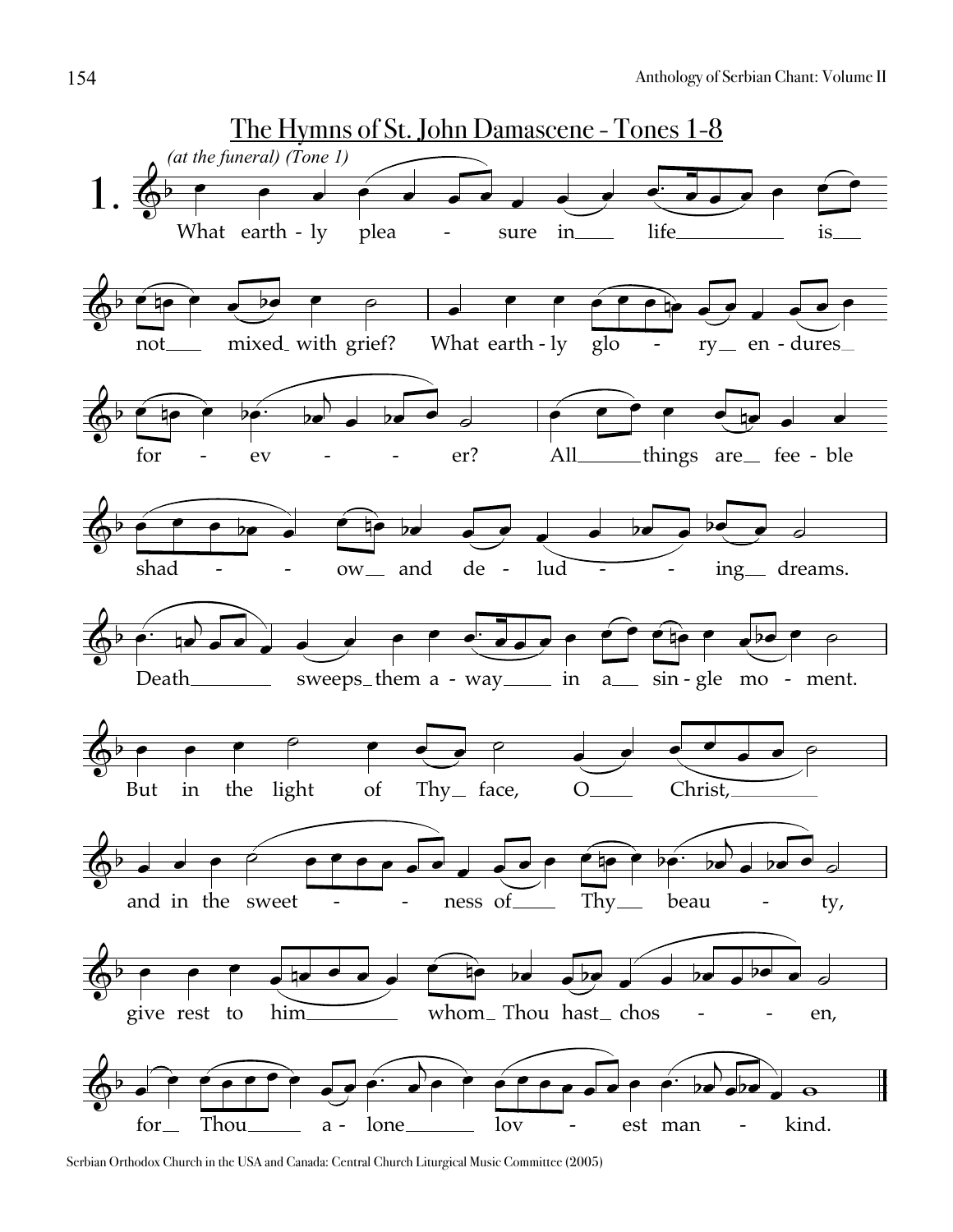## The Hymns of St. John Damascene - Tones 1-8

1. *(at the funeral) (Tone 1)*

What earthly pleasure in life is not mixed with grief? What earthly glory endures forever? All things are feeble shadow and deluding dreams. Death sweeps them away in a single moment. But in the light of Thy face, O Christ, and in the sweetness of Thy beauty, give rest to him whom Thou hast chosen, for Thou alone lovest mankind.

Serbian Orthodox Church in the USA and Canada: Central Church Liturgical Music Committee (2005)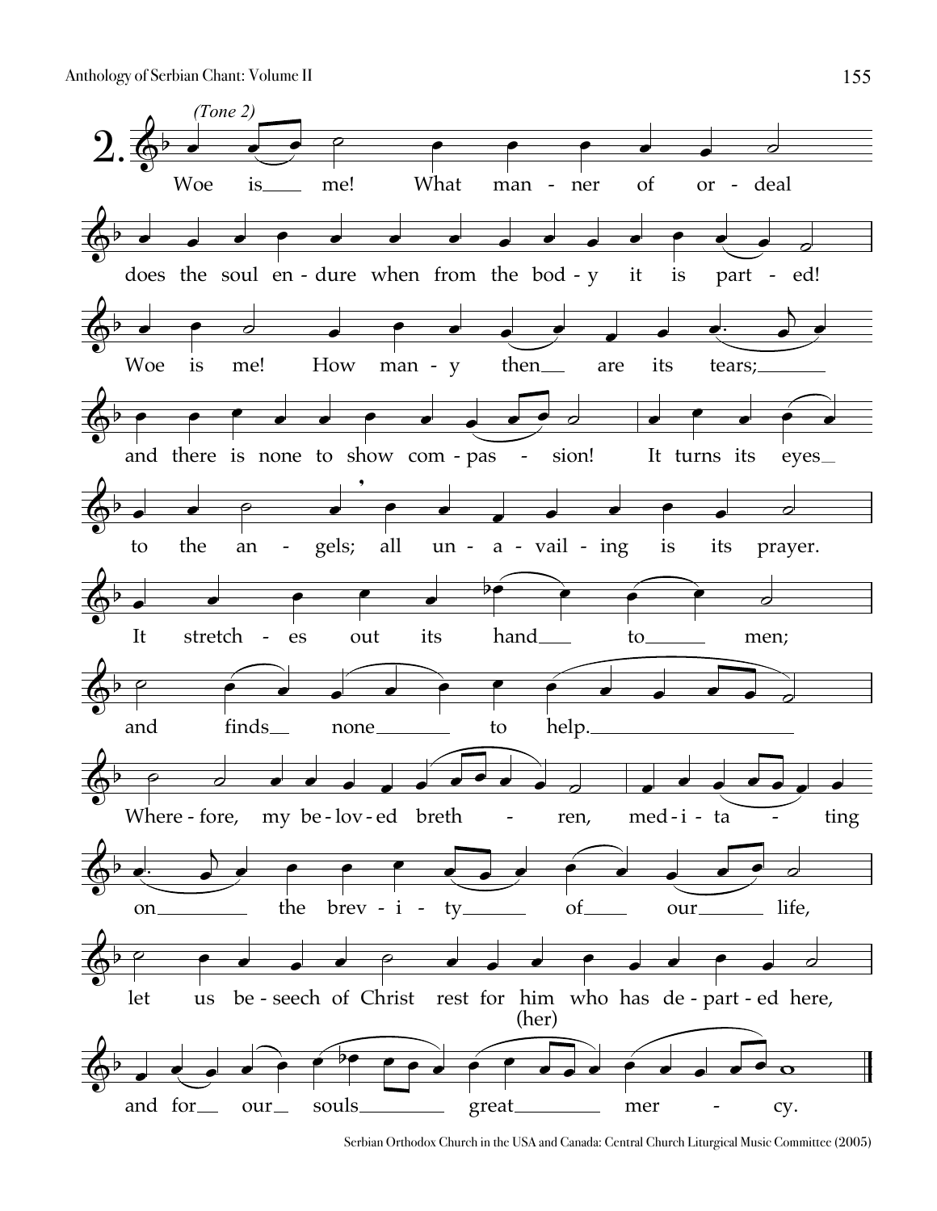**2.** *(Tone 2)*

Woe is me! What manner of ordeal does the soul endure when from the body it is parted!

Woe is me! How many then are its tears; and there is none to show compassion!

It turns its eyes to the angels; all unavailing is its prayer.

It stretches out its hand to men; and finds none to help.

Wherefore, my beloved brethren, meditating on the brevity of our life, let us beseech of Christ rest for him (her) who has departed here, and for our souls great mercy.

Serbian Orthodox Church in the USA and Canada: Central Church Liturgical Music Committee (2005)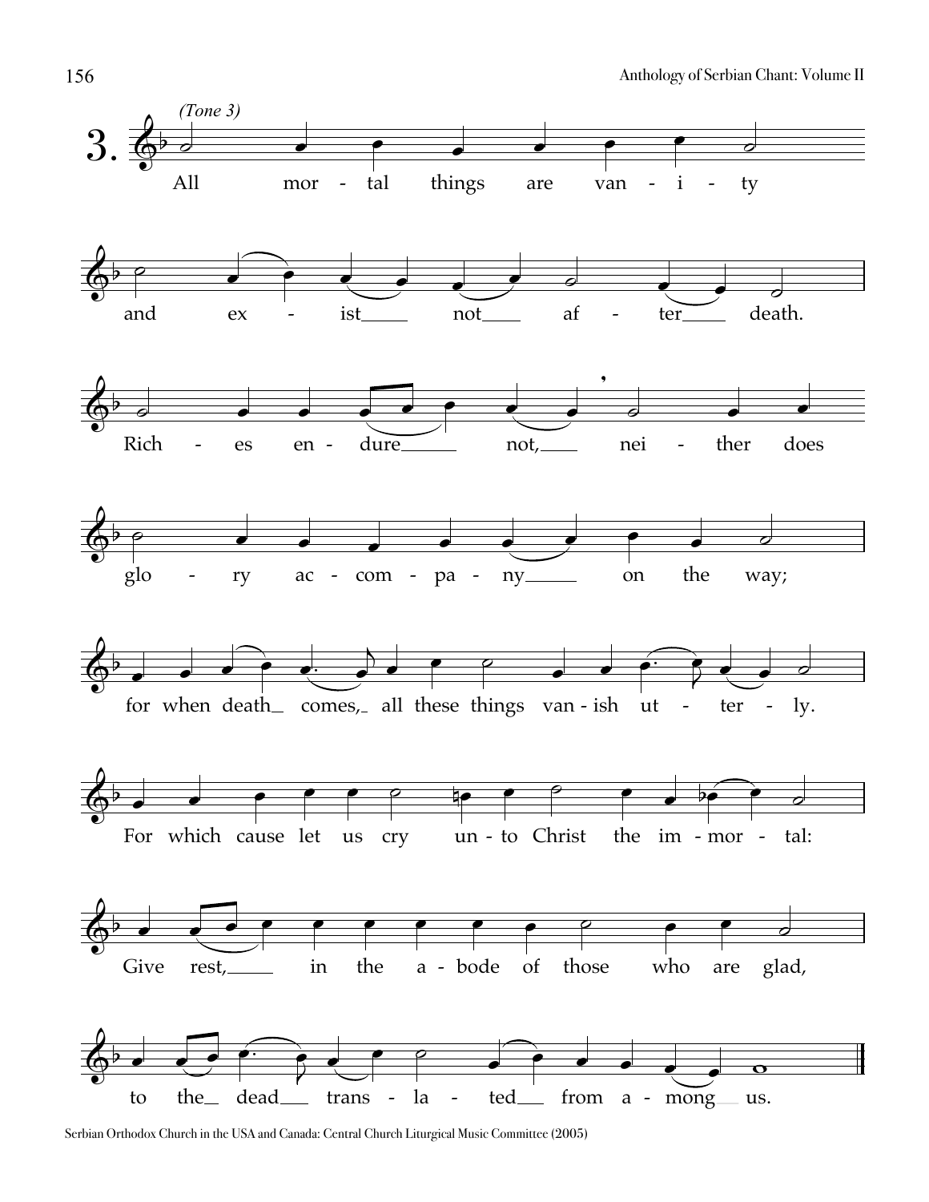3. *(Tone 3)*

All mortal things are vanity and exist not after death.

Riches endure not, neither does glory accompany on the way;

for when death comes, all these things vanish utterly.

For which cause let us cry unto Christ the immortal:

Give rest, in the abode of those who are glad,

to the dead translated from among us.

Serbian Orthodox Church in the USA and Canada: Central Church Liturgical Music Committee (2005)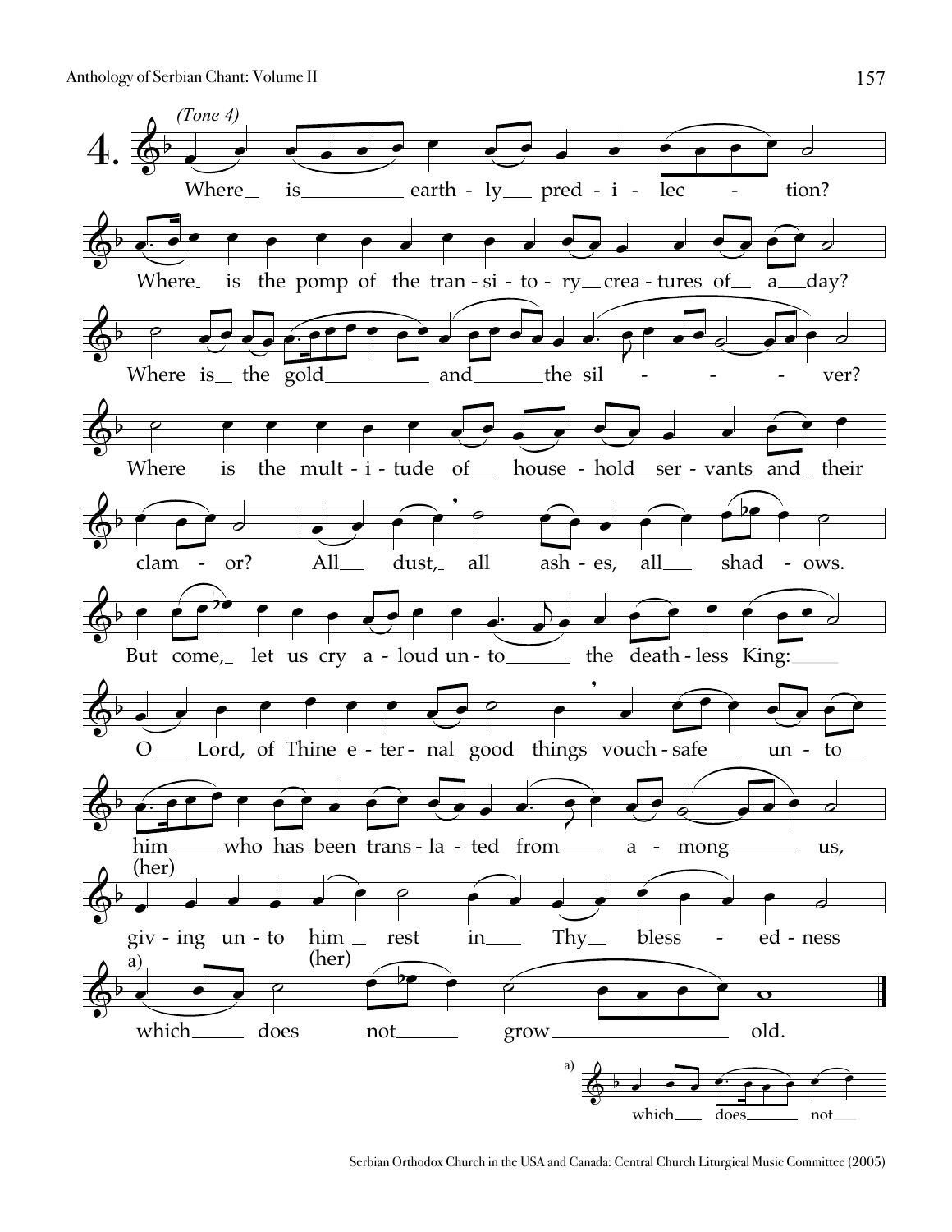4. *(Tone 4)*

Where is earthly predilection?

Where is the pomp of the transitory creatures of a day?

Where is the gold and the silver?

Where is the multitude of household servants and their clamor?

All dust, all ashes, all shadows.

But come, let us cry aloud unto the deathless King:

O Lord, of Thine eternal good things vouchsafe unto him (her) who has been translated from among us,

giving unto him (her) rest in Thy blessedness

a) which does not grow old.

a) which does not

Serbian Orthodox Church in the USA and Canada: Central Church Liturgical Music Committee (2005)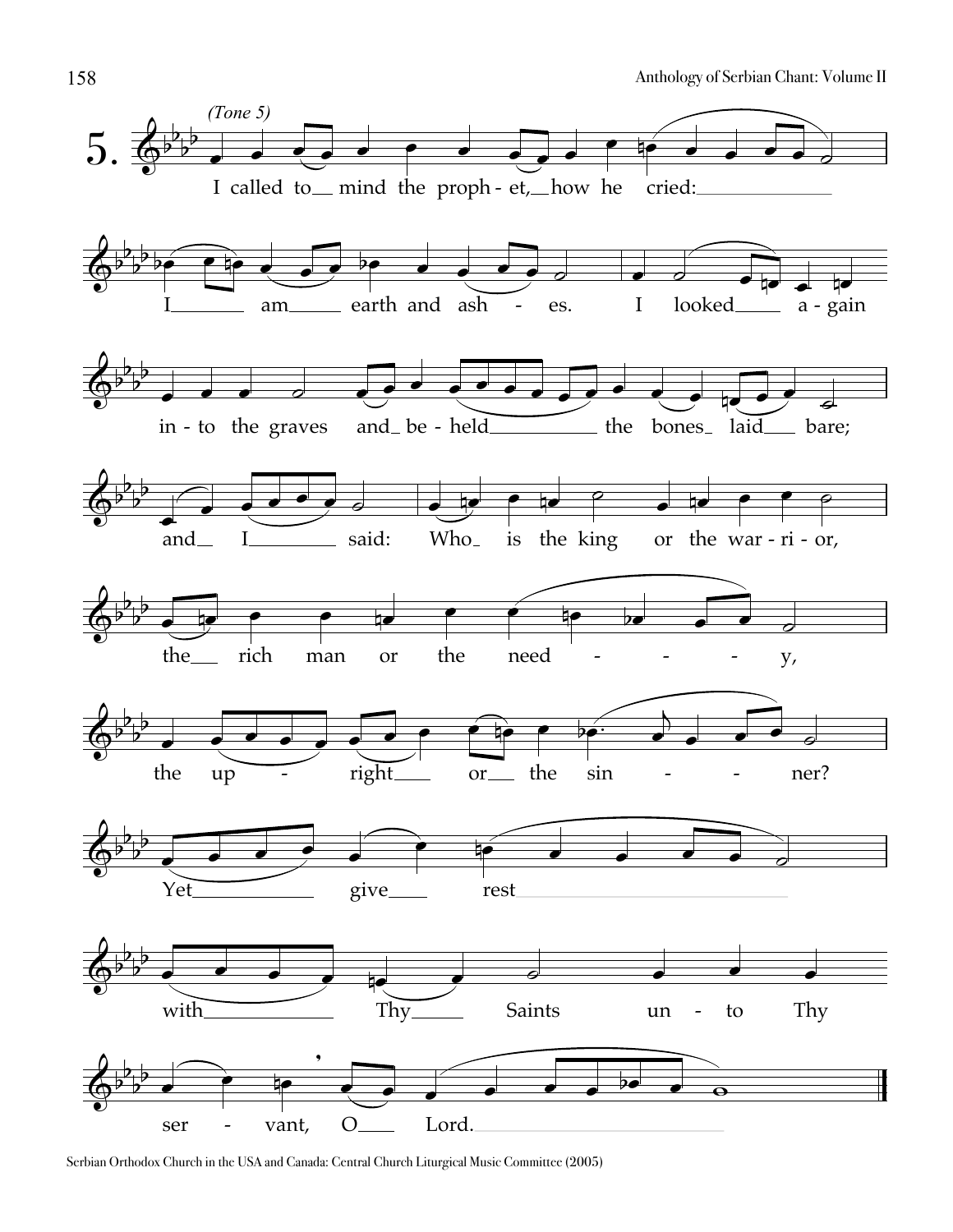**5.** *(Tone 5)*

I called to mind the prophet, how he cried: I am earth and ashes. I looked again into the graves and beheld the bones laid bare; and I said: Who is the king or the warrior, the rich man or the needy, the upright or the sinner? Yet give rest with Thy Saints unto Thy servant, O Lord.

Serbian Orthodox Church in the USA and Canada: Central Church Liturgical Music Committee (2005)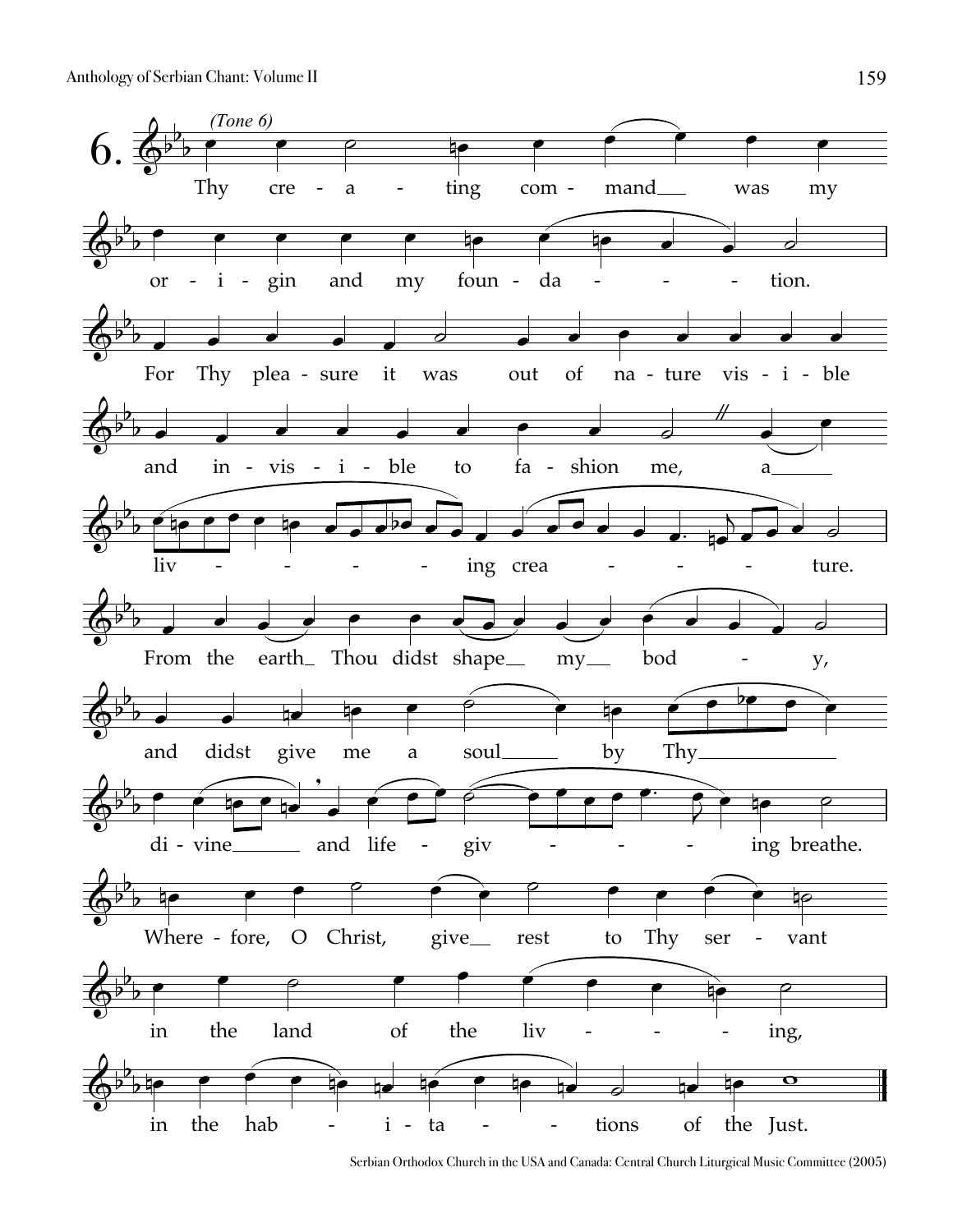6. *(Tone 6)*

Thy creating command was my origin and my foundation. For Thy pleasure it was out of nature visible and invisible to fashion me, a living creature. From the earth Thou didst shape my body, and didst give me a soul by Thy divine and life-giving breathe. Wherefore, O Christ, give rest to Thy servant in the land of the living, in the habitations of the Just.

Serbian Orthodox Church in the USA and Canada: Central Church Liturgical Music Committee (2005)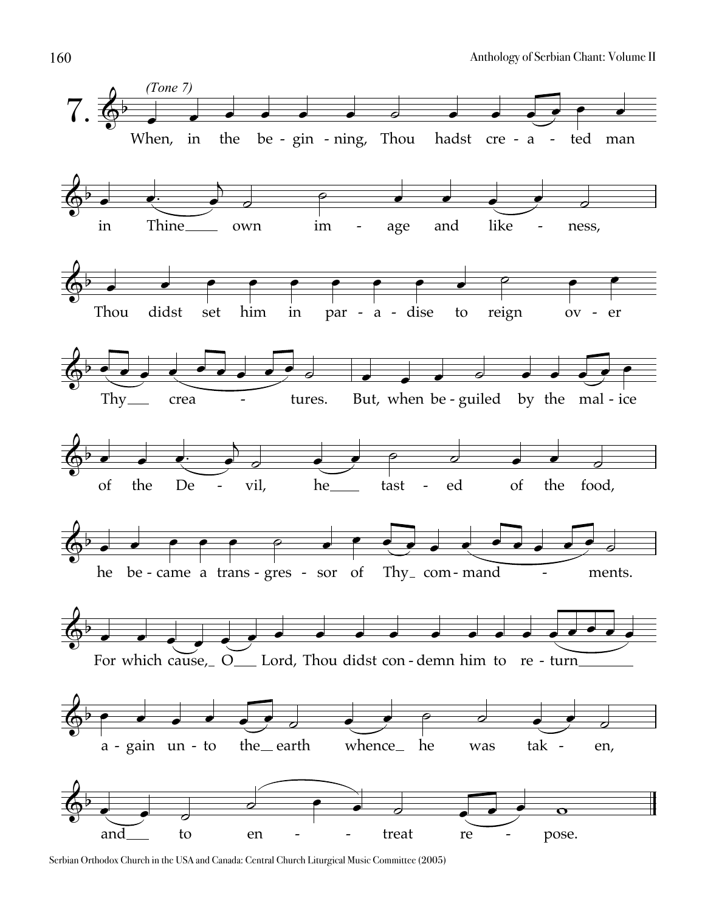7. *(Tone 7)*

When, in the be-gin-ning, Thou hadst cre-a-ted man in Thine own im-age and like-ness, Thou didst set him in par-a-dise to reign ov-er Thy crea-tures. But, when be-guiled by the mal-ice of the De-vil, he tast-ed of the food, he be-came a trans-gres-sor of Thy com-mand-ments. For which cause, O Lord, Thou didst con-demn him to re-turn a-gain un-to the earth whence he was tak-en, and to en-treat re-pose.

Serbian Orthodox Church in the USA and Canada: Central Church Liturgical Music Committee (2005)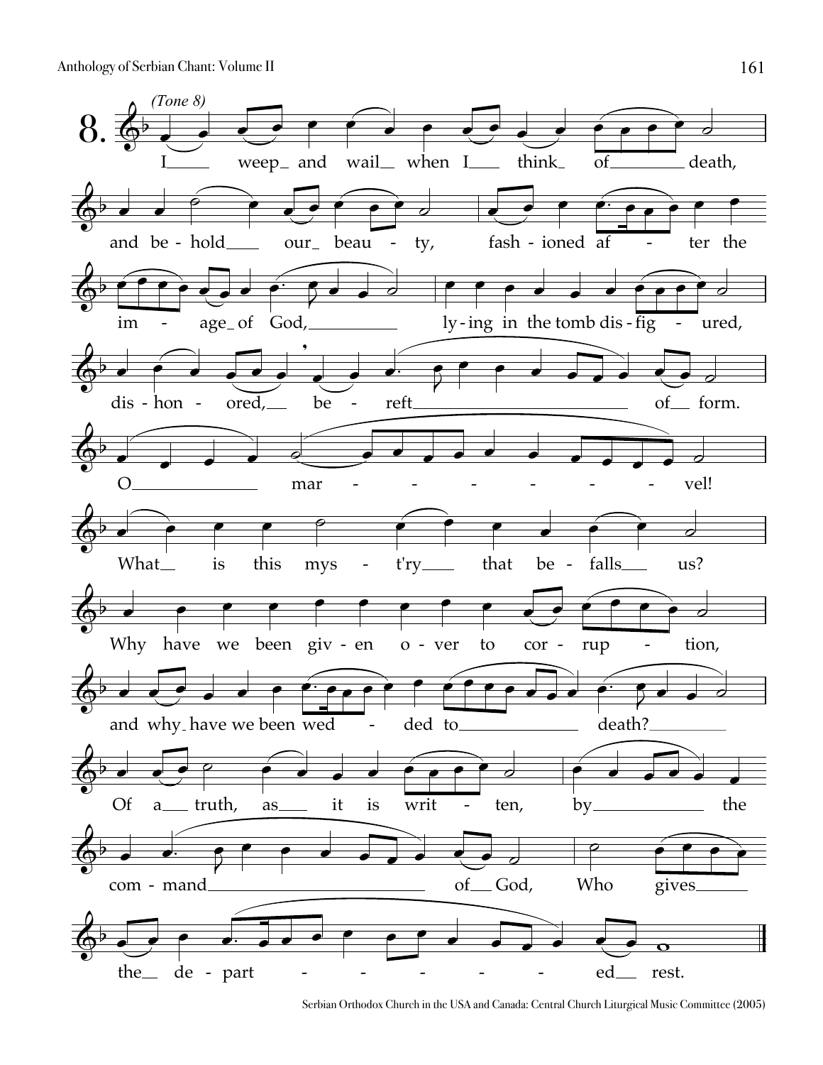**8.** *(Tone 8)*

I weep and wail when I think of death,
and behold our beauty, fashioned after the
image of God, lying in the tomb disfigured,
dishonored, bereft of form.
O marvel!
What is this mystery that befalls us?
Why have we been given over to corruption,
and why have we been wedded to death?
Of a truth, as it is written, by the
command of God, Who gives
the departed rest.

Serbian Orthodox Church in the USA and Canada: Central Church Liturgical Music Committee (2005)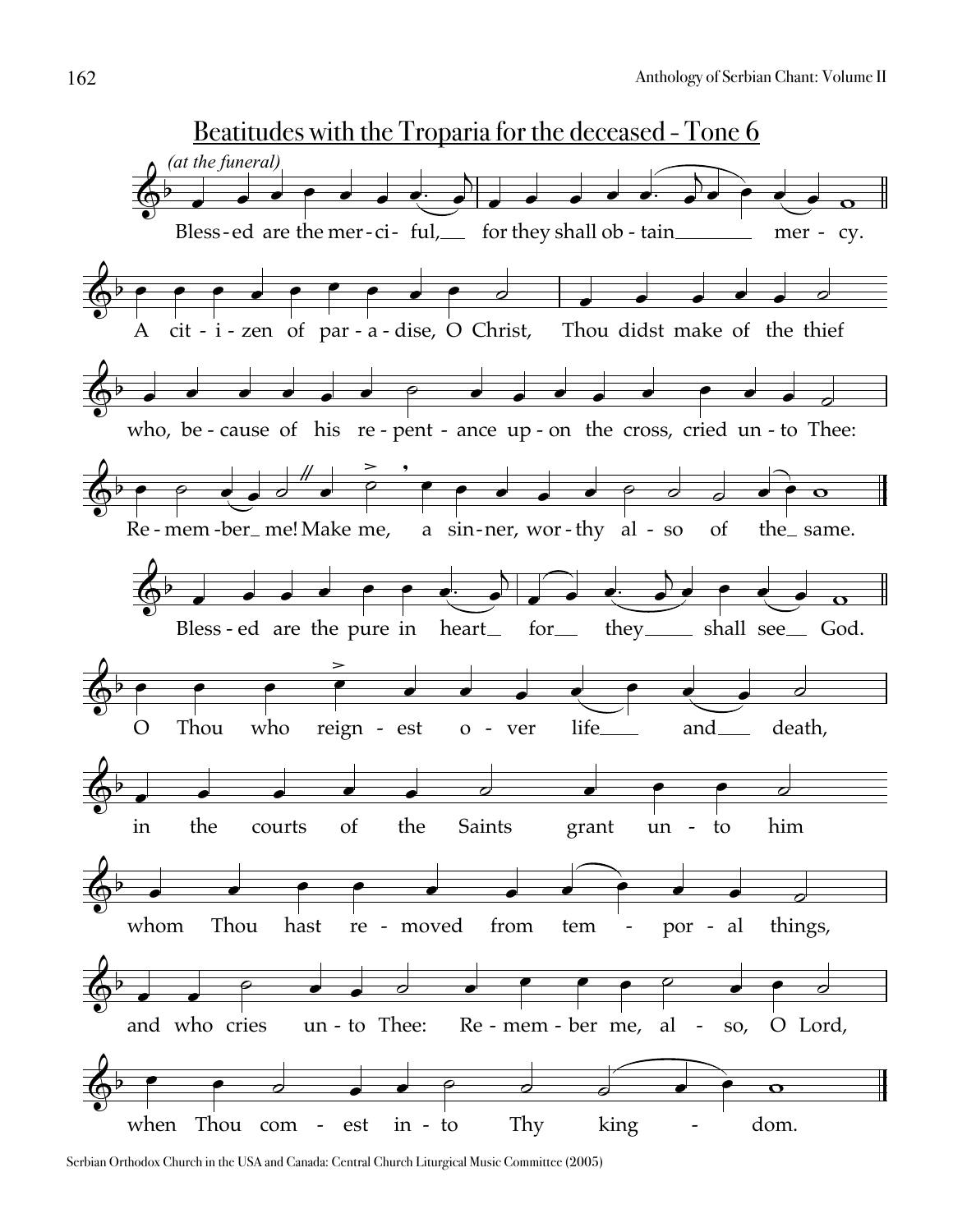# Beatitudes with the Troparia for the deceased - Tone 6

*(at the funeral)*

Bless-ed are the mer-ci-ful, for they shall ob-tain mer-cy.

A cit-i-zen of par-a-dise, O Christ, Thou didst make of the thief who, be-cause of his re-pent-ance up-on the cross, cried un-to Thee: Re-mem-ber me! Make me, a sin-ner, wor-thy al-so of the same.

Bless-ed are the pure in heart for they shall see God.

O Thou who reign-est o-ver life and death, in the courts of the Saints grant un-to him whom Thou hast re-moved from tem-por-al things, and who cries un-to Thee: Re-mem-ber me, al-so, O Lord, when Thou com-est in-to Thy king-dom.

Serbian Orthodox Church in the USA and Canada: Central Church Liturgical Music Committee (2005)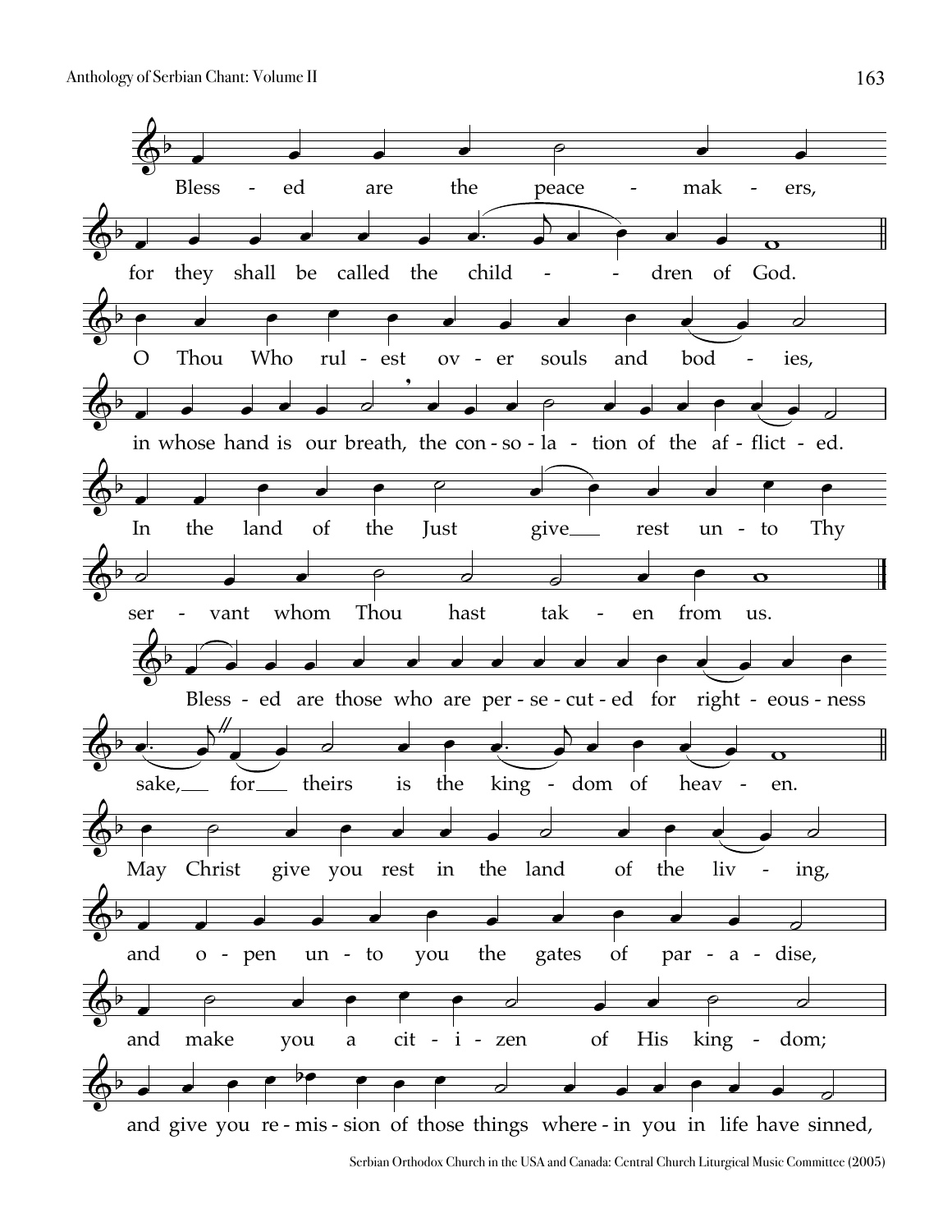Blessed are the peacemakers,
for they shall be called the children of God.

O Thou Who rulest over souls and bodies,
in whose hand is our breath, the consolation of the afflicted.
In the land of the Just give rest unto Thy
servant whom Thou hast taken from us.

Blessed are those who are persecuted for righteousness
sake, for theirs is the kingdom of heaven.

May Christ give you rest in the land of the living,
and open unto you the gates of paradise,
and make you a citizen of His kingdom;
and give you remission of those things wherein you in life have sinned,

Serbian Orthodox Church in the USA and Canada: Central Church Liturgical Music Committee (2005)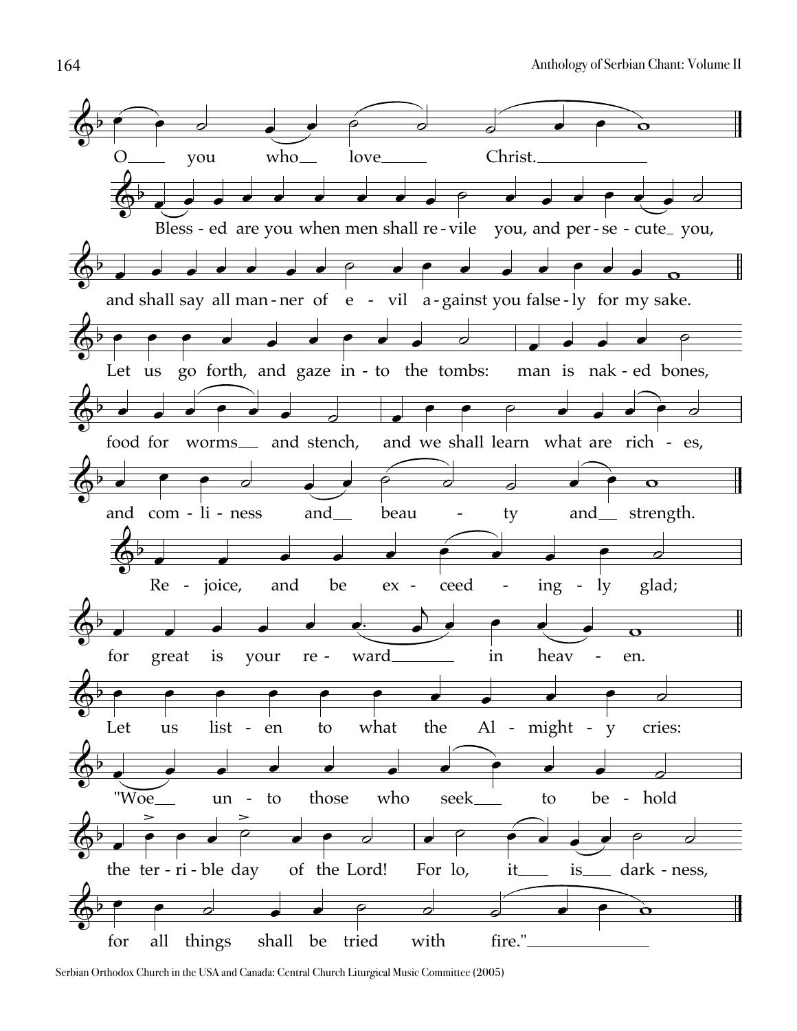O you who love Christ.

Bless - ed are you when men shall re - vile you, and per - se - cute you,

and shall say all man - ner of e - vil a - gainst you false - ly for my sake.

Let us go forth, and gaze in - to the tombs: man is nak - ed bones,

food for worms and stench, and we shall learn what are rich - es,

and com - li - ness and beau - ty and strength.

Re - joice, and be ex - ceed - ing - ly glad;

for great is your re - ward in heav - en.

Let us list - en to what the Al - might - y cries:

"Woe un - to those who seek to be - hold

the ter - ri - ble day of the Lord! For lo, it is dark - ness,

for all things shall be tried with fire."

Serbian Orthodox Church in the USA and Canada: Central Church Liturgical Music Committee (2005)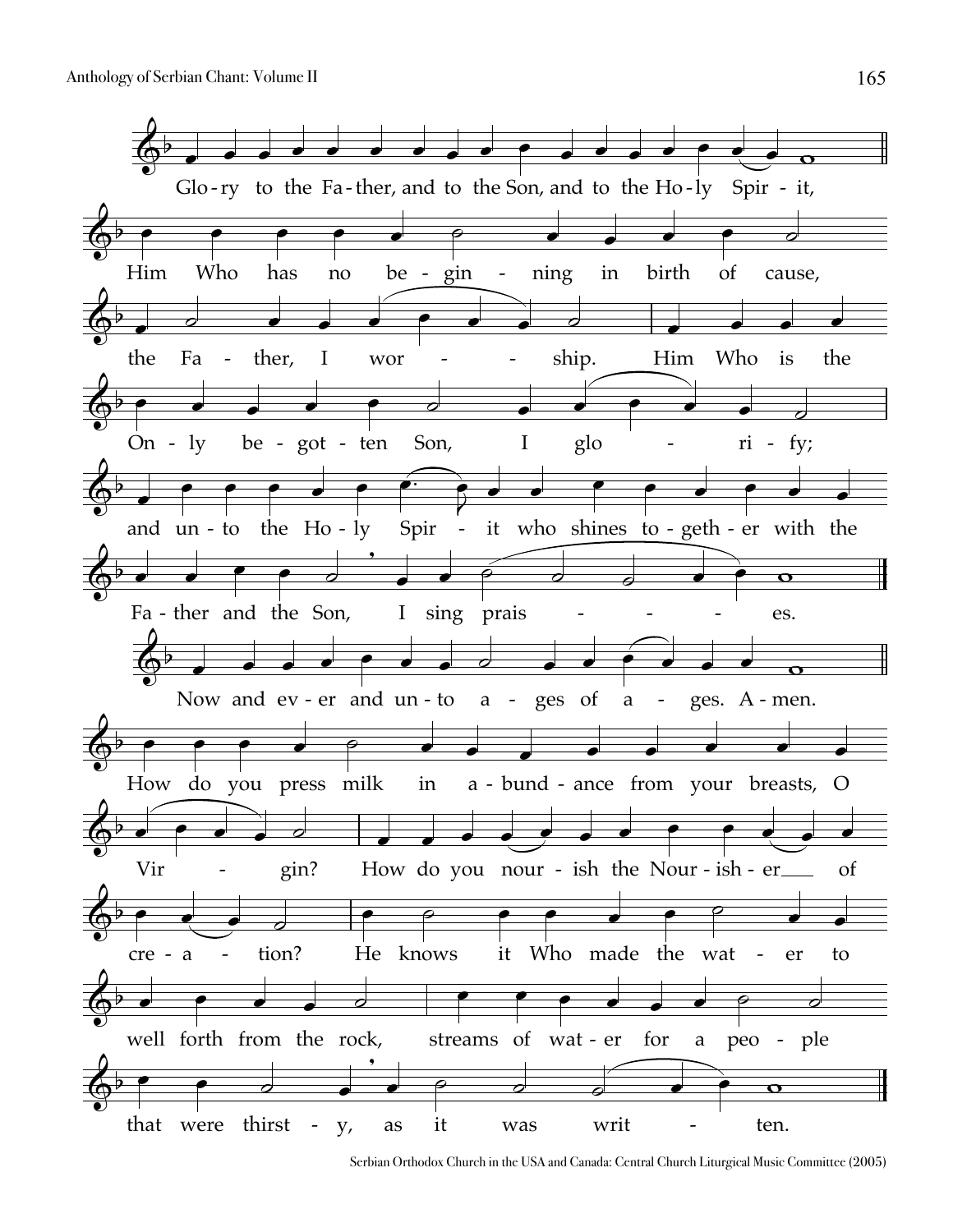Glo-ry to the Fa-ther, and to the Son, and to the Ho-ly Spir - it,

Him Who has no be - gin - ning in birth of cause,

the Fa - ther, I wor - - ship. Him Who is the

On - ly be - got - ten Son, I glo - ri - fy;

and un - to the Ho - ly Spir - it who shines to - geth - er with the

Fa - ther and the Son, I sing prais - - - - es.

Now and ev - er and un - to a - ges of a - ges. A - men.

How do you press milk in a - bund - ance from your breasts, O

Vir - gin? How do you nour - ish the Nour - ish - er\_\_\_ of

cre - a - tion? He knows it Who made the wat - er to

well forth from the rock, streams of wat - er for a peo - ple

that were thirst - y, as it was writ - ten.

Serbian Orthodox Church in the USA and Canada: Central Church Liturgical Music Committee (2005)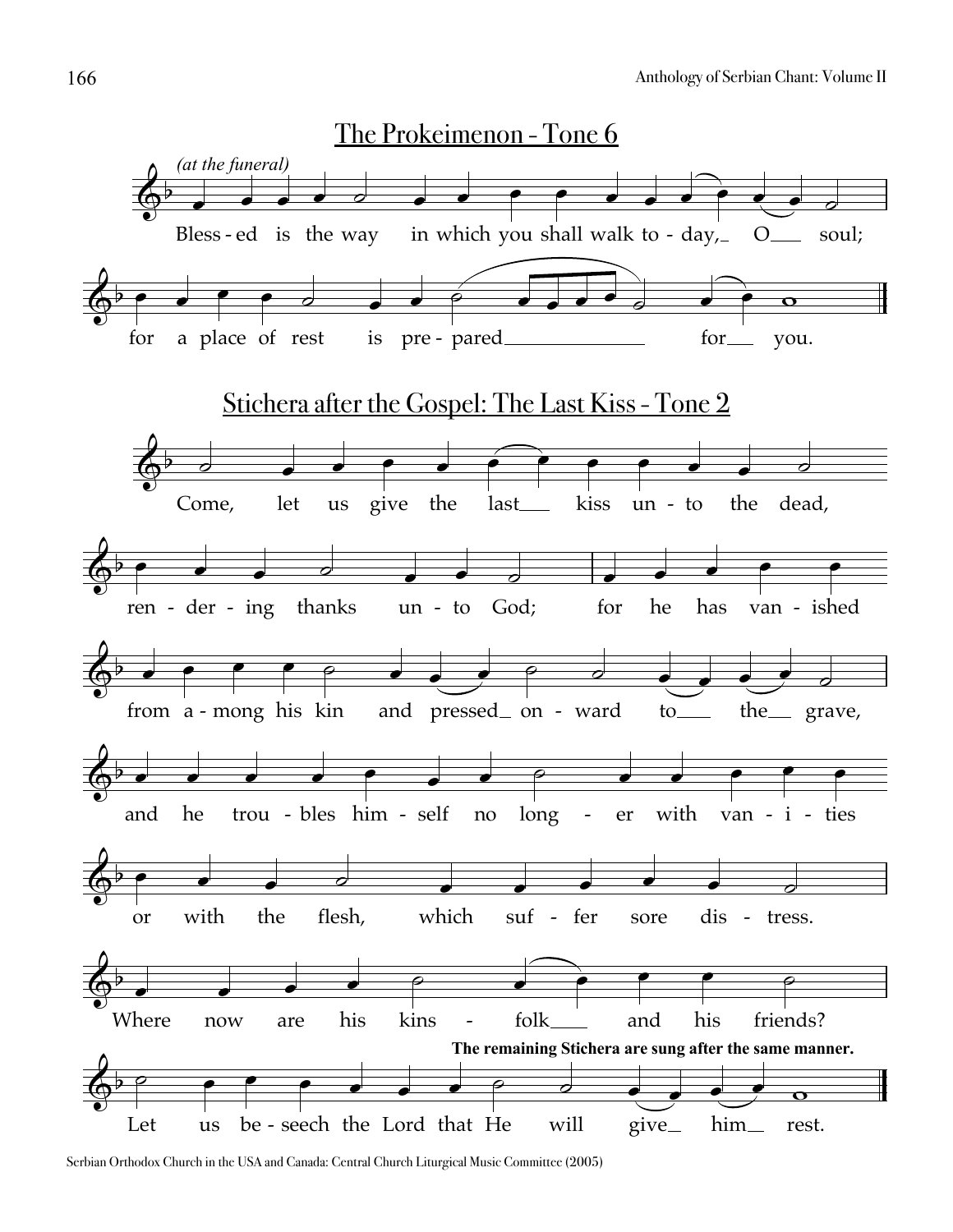## The Prokeimenon - Tone 6

*(at the funeral)*

Bless - ed is the way in which you shall walk to - day, O soul;

for a place of rest is pre - pared for you.

## Stichera after the Gospel: The Last Kiss - Tone 2

Come, let us give the last kiss un - to the dead,

ren - der - ing thanks un - to God; for he has van - ished

from a - mong his kin and pressed on - ward to the grave,

and he trou - bles him - self no long - er with van - i - ties

or with the flesh, which suf - fer sore dis - tress.

Where now are his kins - folk and his friends?

**The remaining Stichera are sung after the same manner.**

Let us be - seech the Lord that He will give him rest.

Serbian Orthodox Church in the USA and Canada: Central Church Liturgical Music Committee (2005)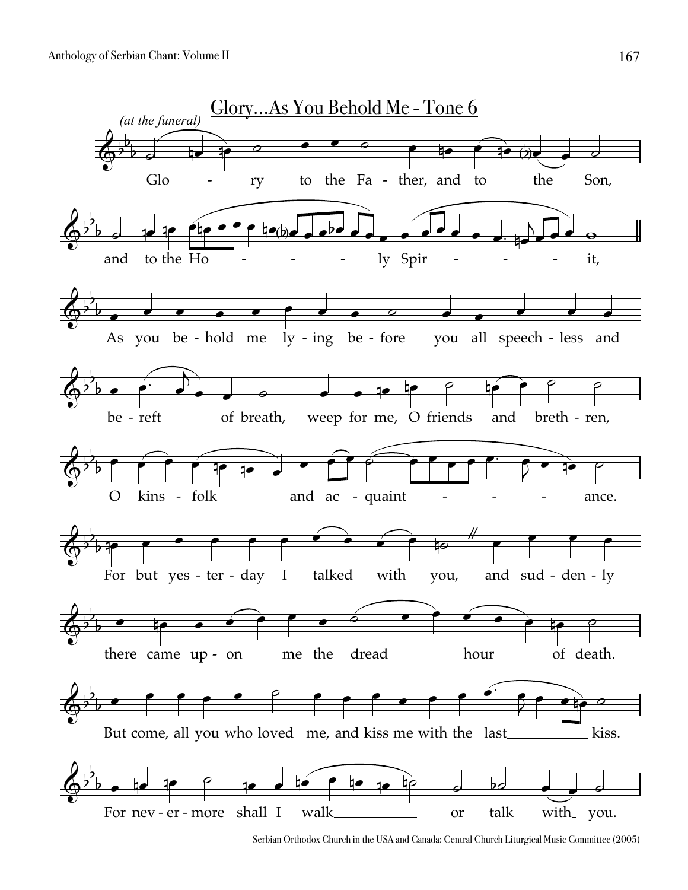## Glory…As You Behold Me - Tone 6

*(at the funeral)*

Glo - ry to the Fa - ther, and to the Son,

and to the Ho - - - ly Spir - - - - it,

As you be - hold me ly - ing be - fore you all speech - less and

be - reft of breath, weep for me, O friends and breth - ren,

O kins - folk and ac - quaint - - - - ance.

For but yes - ter - day I talked with you, and sud - den - ly

there came up - on me the dread hour of death.

But come, all you who loved me, and kiss me with the last kiss.

For nev - er - more shall I walk or talk with you.

Serbian Orthodox Church in the USA and Canada: Central Church Liturgical Music Committee (2005)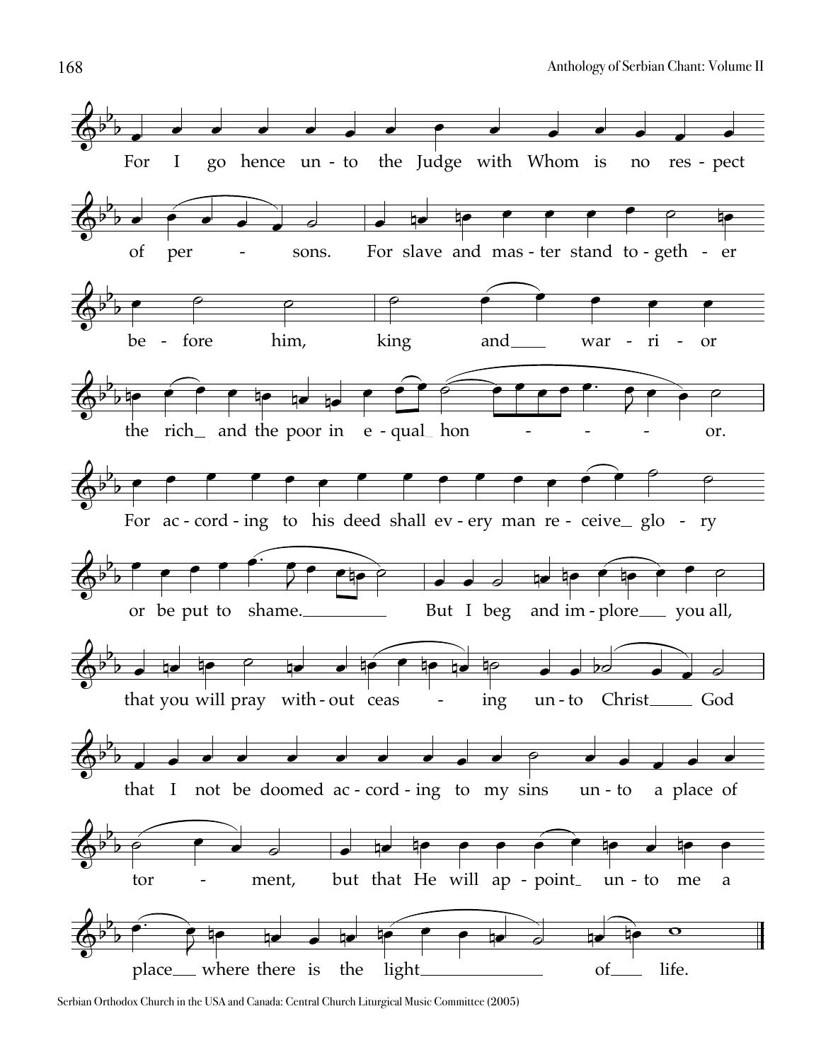For I go hence unto the Judge with Whom is no respect of persons. For slave and master stand together before him, king and warrior the rich and the poor in equal honor.

For according to his deed shall every man receive glory or be put to shame. But I beg and implore you all, that you will pray without ceasing unto Christ God that I not be doomed according to my sins unto a place of torment, but that He will appoint unto me a place where there is the light of life.

Serbian Orthodox Church in the USA and Canada: Central Church Liturgical Music Committee (2005)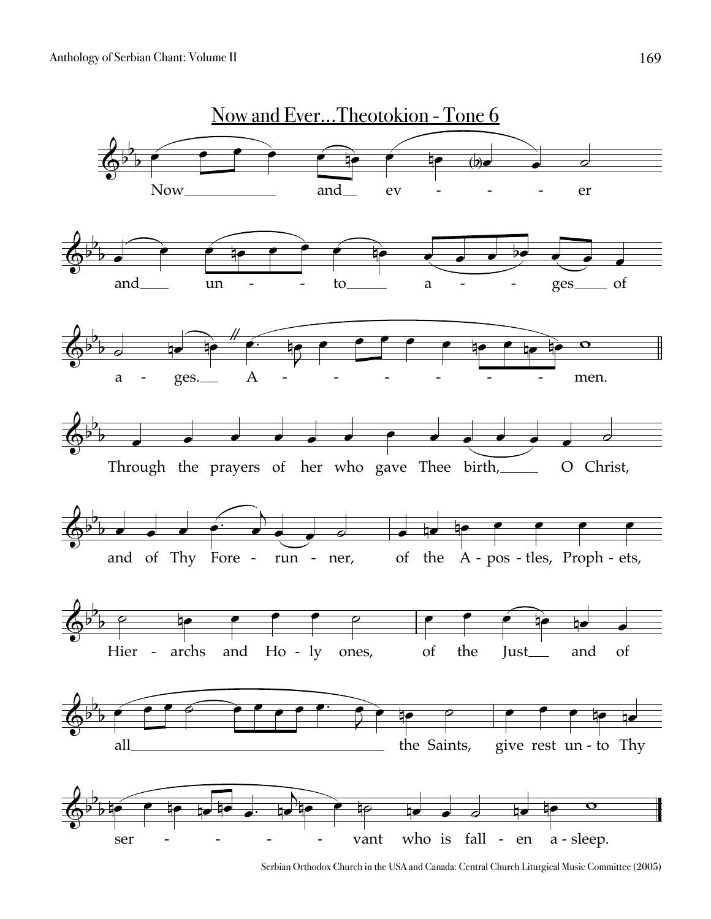## Now and Ever...Theotokion - Tone 6

Now and ev - - - er

and un - - to a - - ges of

a - ges. A - - - - - - men.

Through the prayers of her who gave Thee birth, O Christ,

and of Thy Fore - run - ner, of the A - pos - tles, Proph - ets,

Hier - archs and Ho - ly ones, of the Just and of

all the Saints, give rest un - to Thy

ser - - - - vant who is fall - en a - sleep.

Serbian Orthodox Church in the USA and Canada: Central Church Liturgical Music Committee (2005)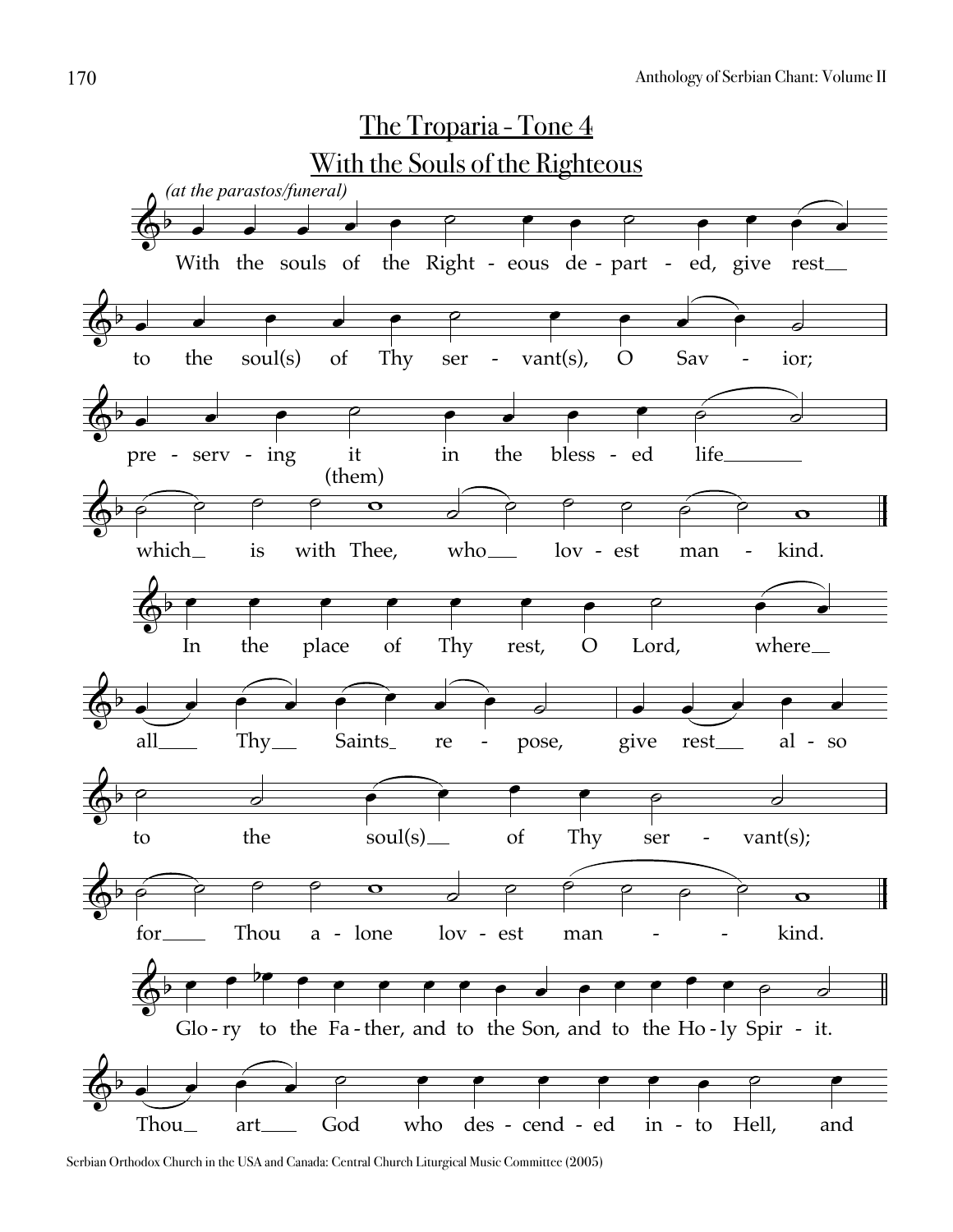# The Troparia - Tone 4

## With the Souls of the Righteous

*(at the parastos/funeral)*

With the souls of the Right - eous de - part - ed, give rest to the soul(s) of Thy ser - vant(s), O Sav - ior; pre - serv - ing it (them) in the bless - ed life which is with Thee, who lov - est man - kind.

In the place of Thy rest, O Lord, where all Thy Saints re - pose, give rest al - so to the soul(s) of Thy ser - vant(s); for Thou a - lone lov - est man - kind.

Glo - ry to the Fa - ther, and to the Son, and to the Ho - ly Spir - it.

Thou art God who des - cend - ed in - to Hell, and

Serbian Orthodox Church in the USA and Canada: Central Church Liturgical Music Committee (2005)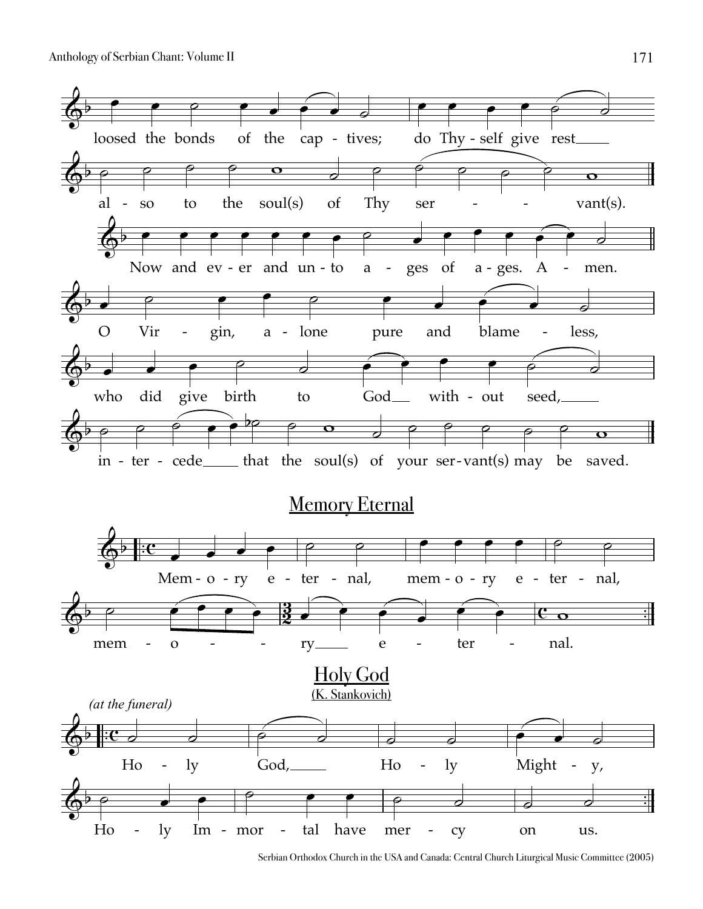loosed the bonds of the cap - tives; do Thy - self give rest

al - so to the soul(s) of Thy ser - - vant(s).

Now and ev - er and un - to a - ges of a - ges. A - men.

O Vir - gin, a - lone pure and blame - less,

who did give birth to God with - out seed,

in - ter - cede that the soul(s) of your ser - vant(s) may be saved.

## Memory Eternal

Mem - o - ry e - ter - nal, mem - o - ry e - ter - nal,

mem - o - - ry e - ter - nal.

## Holy God

(K. Stankovich)

*(at the funeral)*

Ho - ly God, Ho - ly Might - y,

Ho - ly Im - mor - tal have mer - cy on us.

Serbian Orthodox Church in the USA and Canada: Central Church Liturgical Music Committee (2005)